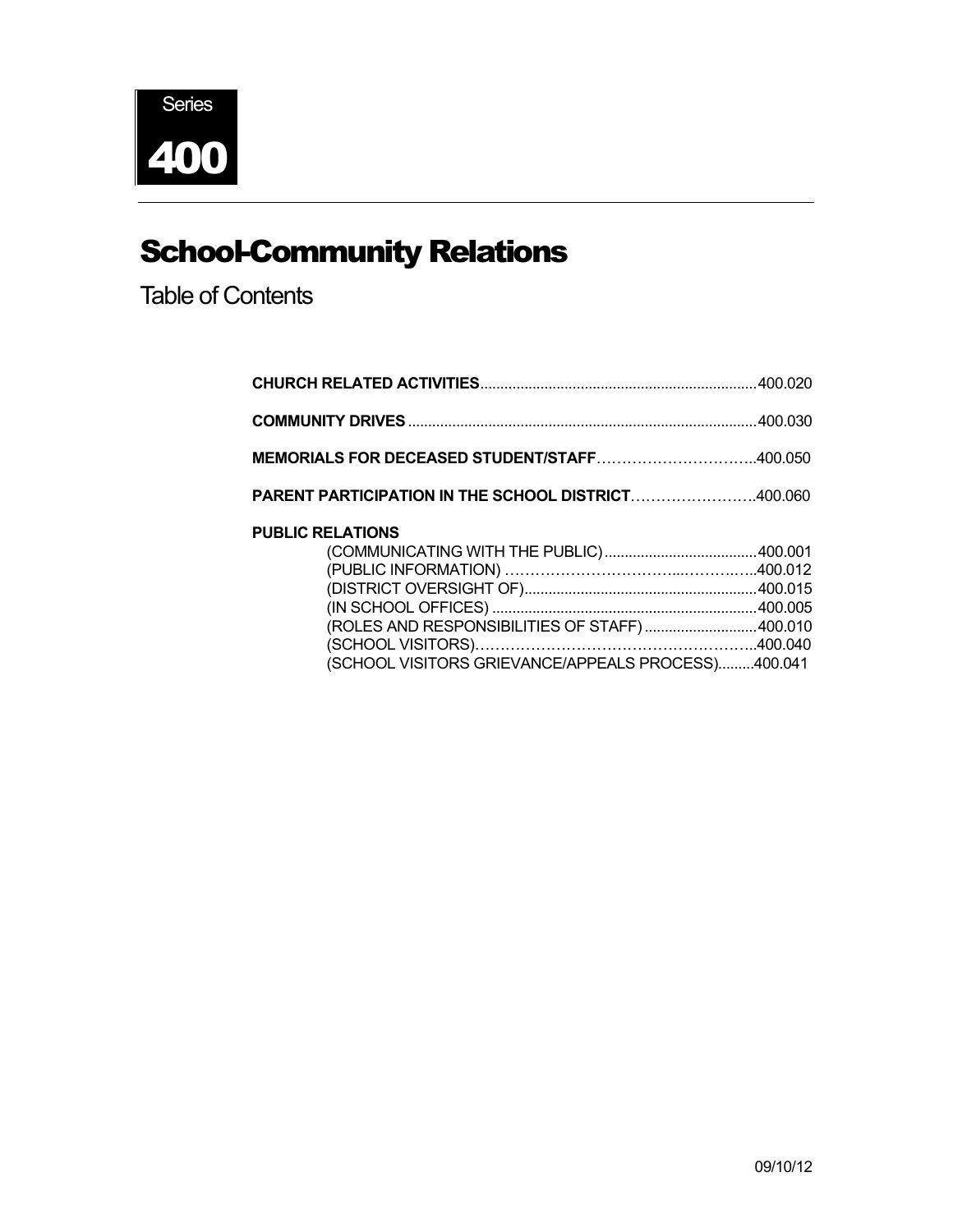Series

# 400

# School-Community Relations

## Table of Contents

**CHURCH RELATED ACTIVITIES**....................................................................400.020

**COMMUNITY DRIVES**......................................................................................400.030

**MEMORIALS FOR DECEASED STUDENT/STAFF**…………………………...400.050

**PARENT PARTICIPATION IN THE SCHOOL DISTRICT**……………………..400.060

**PUBLIC RELATIONS**

- (COMMUNICATING WITH THE PUBLIC)......................................400.001
- (PUBLIC INFORMATION) ……………………………....……….…...400.012
- (DISTRICT OVERSIGHT OF)..........................................................400.015
- (IN SCHOOL OFFICES) .................................................................400.005
- (ROLES AND RESPONSIBILITIES OF STAFF)............................400.010
- (SCHOOL VISITORS)……………………………………….………...400.040
- (SCHOOL VISITORS GRIEVANCE/APPEALS PROCESS).........400.041

09/10/12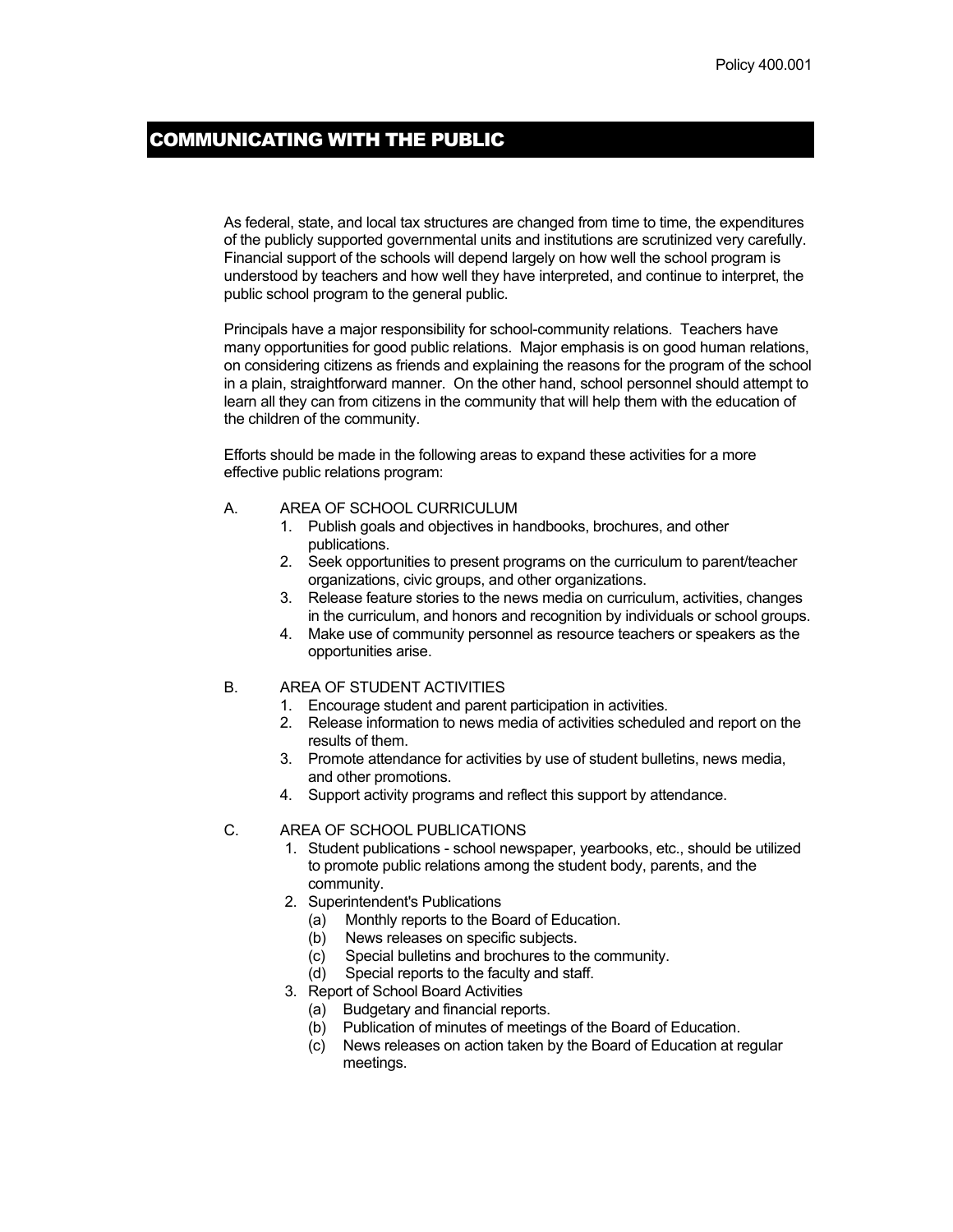# COMMUNICATING WITH THE PUBLIC

As federal, state, and local tax structures are changed from time to time, the expenditures of the publicly supported governmental units and institutions are scrutinized very carefully. Financial support of the schools will depend largely on how well the school program is understood by teachers and how well they have interpreted, and continue to interpret, the public school program to the general public.

Principals have a major responsibility for school-community relations. Teachers have many opportunities for good public relations. Major emphasis is on good human relations, on considering citizens as friends and explaining the reasons for the program of the school in a plain, straightforward manner. On the other hand, school personnel should attempt to learn all they can from citizens in the community that will help them with the education of the children of the community.

Efforts should be made in the following areas to expand these activities for a more effective public relations program:

A. AREA OF SCHOOL CURRICULUM
   1. Publish goals and objectives in handbooks, brochures, and other publications.
   2. Seek opportunities to present programs on the curriculum to parent/teacher organizations, civic groups, and other organizations.
   3. Release feature stories to the news media on curriculum, activities, changes in the curriculum, and honors and recognition by individuals or school groups.
   4. Make use of community personnel as resource teachers or speakers as the opportunities arise.

B. AREA OF STUDENT ACTIVITIES
   1. Encourage student and parent participation in activities.
   2. Release information to news media of activities scheduled and report on the results of them.
   3. Promote attendance for activities by use of student bulletins, news media, and other promotions.
   4. Support activity programs and reflect this support by attendance.

C. AREA OF SCHOOL PUBLICATIONS
   1. Student publications - school newspaper, yearbooks, etc., should be utilized to promote public relations among the student body, parents, and the community.
   2. Superintendent's Publications
      (a) Monthly reports to the Board of Education.
      (b) News releases on specific subjects.
      (c) Special bulletins and brochures to the community.
      (d) Special reports to the faculty and staff.
   3. Report of School Board Activities
      (a) Budgetary and financial reports.
      (b) Publication of minutes of meetings of the Board of Education.
      (c) News releases on action taken by the Board of Education at regular meetings.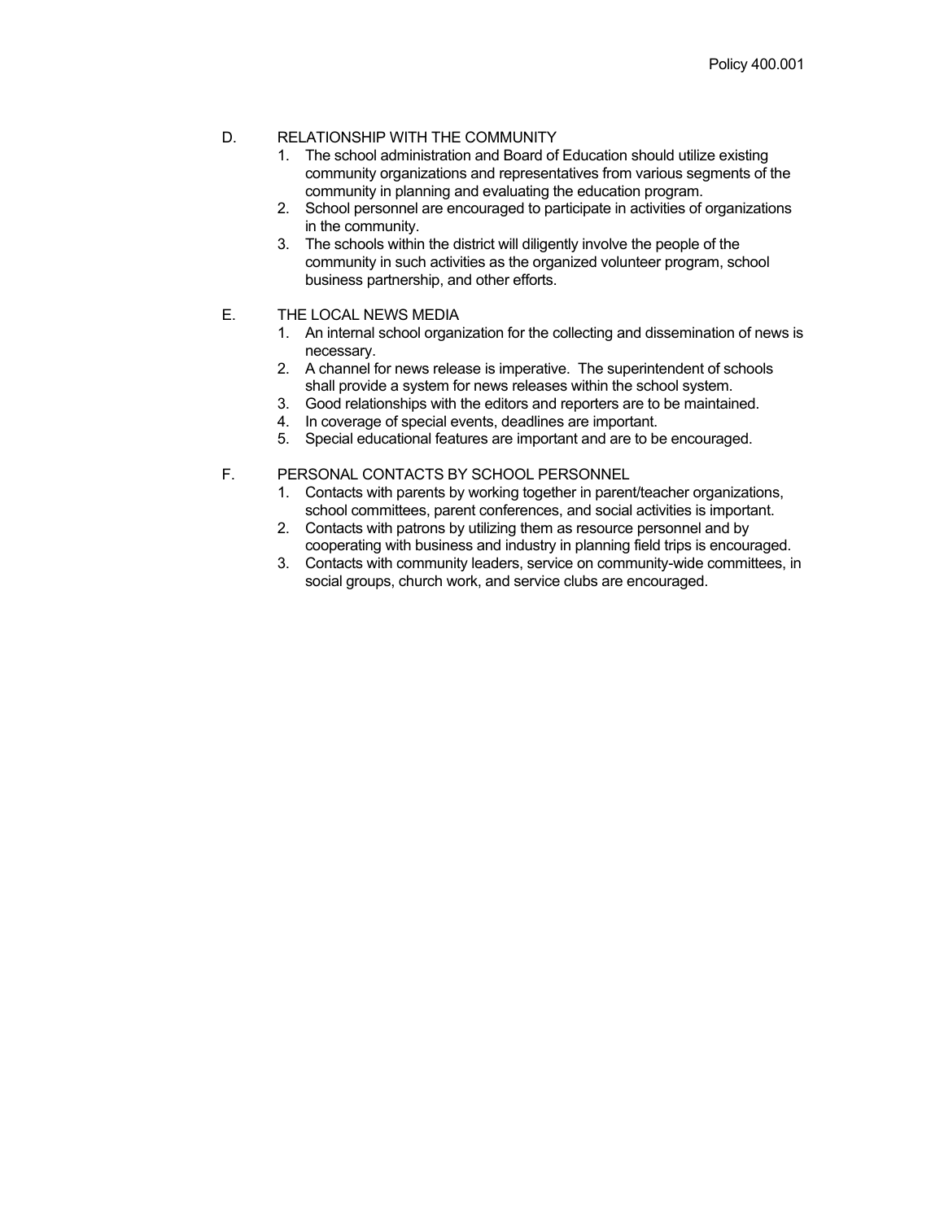D. RELATIONSHIP WITH THE COMMUNITY

1. The school administration and Board of Education should utilize existing community organizations and representatives from various segments of the community in planning and evaluating the education program.
2. School personnel are encouraged to participate in activities of organizations in the community.
3. The schools within the district will diligently involve the people of the community in such activities as the organized volunteer program, school business partnership, and other efforts.

E. THE LOCAL NEWS MEDIA

1. An internal school organization for the collecting and dissemination of news is necessary.
2. A channel for news release is imperative. The superintendent of schools shall provide a system for news releases within the school system.
3. Good relationships with the editors and reporters are to be maintained.
4. In coverage of special events, deadlines are important.
5. Special educational features are important and are to be encouraged.

F. PERSONAL CONTACTS BY SCHOOL PERSONNEL

1. Contacts with parents by working together in parent/teacher organizations, school committees, parent conferences, and social activities is important.
2. Contacts with patrons by utilizing them as resource personnel and by cooperating with business and industry in planning field trips is encouraged.
3. Contacts with community leaders, service on community-wide committees, in social groups, church work, and service clubs are encouraged.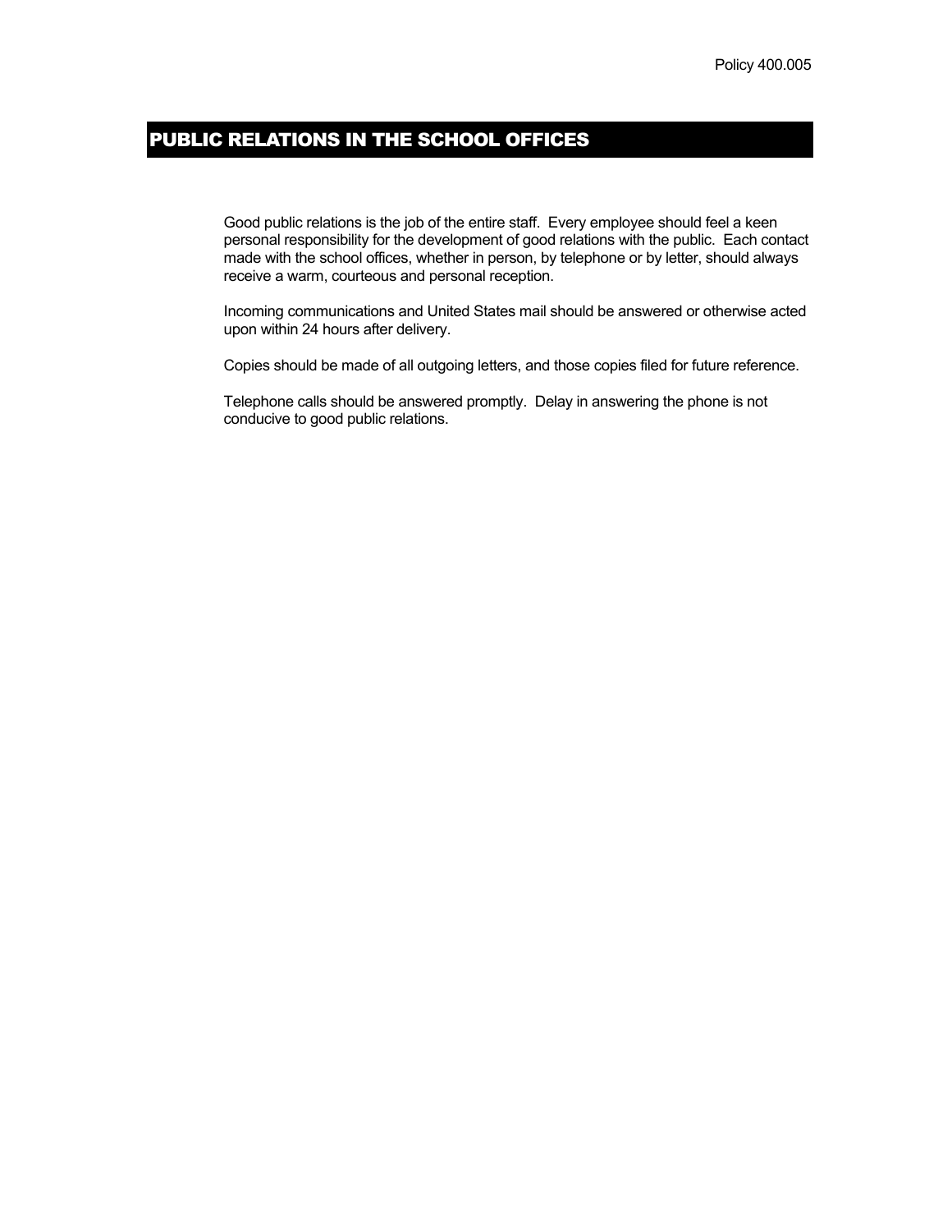Policy 400.005

# PUBLIC RELATIONS IN THE SCHOOL OFFICES

Good public relations is the job of the entire staff. Every employee should feel a keen personal responsibility for the development of good relations with the public. Each contact made with the school offices, whether in person, by telephone or by letter, should always receive a warm, courteous and personal reception.

Incoming communications and United States mail should be answered or otherwise acted upon within 24 hours after delivery.

Copies should be made of all outgoing letters, and those copies filed for future reference.

Telephone calls should be answered promptly. Delay in answering the phone is not conducive to good public relations.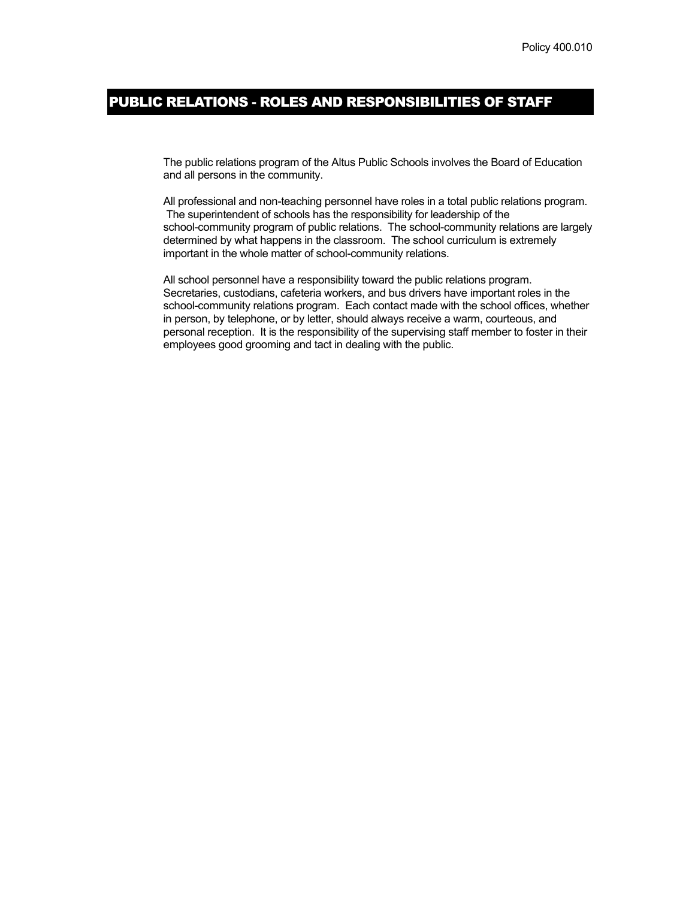Policy 400.010

# PUBLIC RELATIONS - ROLES AND RESPONSIBILITIES OF STAFF

The public relations program of the Altus Public Schools involves the Board of Education and all persons in the community.

All professional and non-teaching personnel have roles in a total public relations program. The superintendent of schools has the responsibility for leadership of the school-community program of public relations. The school-community relations are largely determined by what happens in the classroom. The school curriculum is extremely important in the whole matter of school-community relations.

All school personnel have a responsibility toward the public relations program. Secretaries, custodians, cafeteria workers, and bus drivers have important roles in the school-community relations program. Each contact made with the school offices, whether in person, by telephone, or by letter, should always receive a warm, courteous, and personal reception. It is the responsibility of the supervising staff member to foster in their employees good grooming and tact in dealing with the public.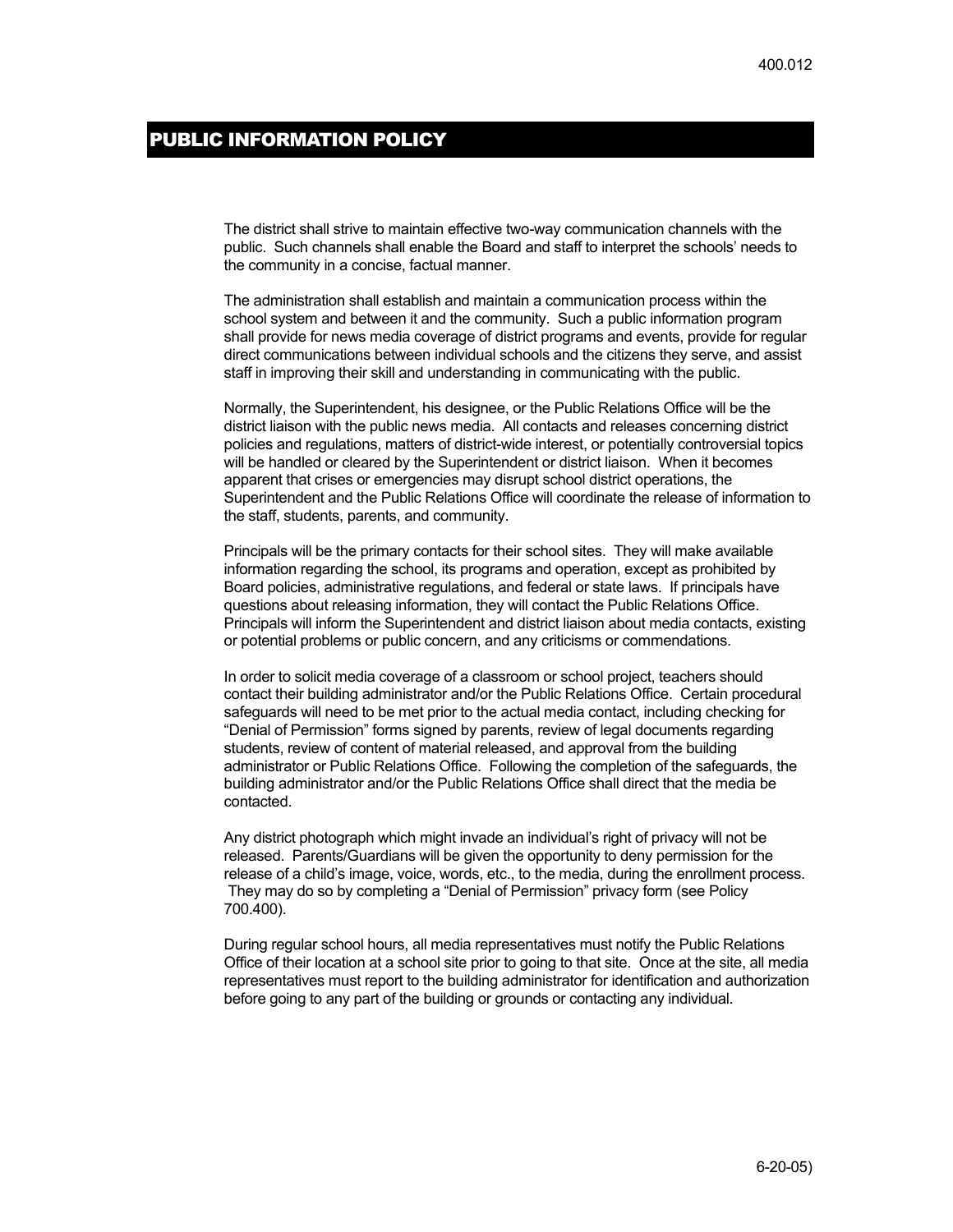# PUBLIC INFORMATION POLICY

The district shall strive to maintain effective two-way communication channels with the public. Such channels shall enable the Board and staff to interpret the schools' needs to the community in a concise, factual manner.

The administration shall establish and maintain a communication process within the school system and between it and the community. Such a public information program shall provide for news media coverage of district programs and events, provide for regular direct communications between individual schools and the citizens they serve, and assist staff in improving their skill and understanding in communicating with the public.

Normally, the Superintendent, his designee, or the Public Relations Office will be the district liaison with the public news media. All contacts and releases concerning district policies and regulations, matters of district-wide interest, or potentially controversial topics will be handled or cleared by the Superintendent or district liaison. When it becomes apparent that crises or emergencies may disrupt school district operations, the Superintendent and the Public Relations Office will coordinate the release of information to the staff, students, parents, and community.

Principals will be the primary contacts for their school sites. They will make available information regarding the school, its programs and operation, except as prohibited by Board policies, administrative regulations, and federal or state laws. If principals have questions about releasing information, they will contact the Public Relations Office. Principals will inform the Superintendent and district liaison about media contacts, existing or potential problems or public concern, and any criticisms or commendations.

In order to solicit media coverage of a classroom or school project, teachers should contact their building administrator and/or the Public Relations Office. Certain procedural safeguards will need to be met prior to the actual media contact, including checking for "Denial of Permission" forms signed by parents, review of legal documents regarding students, review of content of material released, and approval from the building administrator or Public Relations Office. Following the completion of the safeguards, the building administrator and/or the Public Relations Office shall direct that the media be contacted.

Any district photograph which might invade an individual's right of privacy will not be released. Parents/Guardians will be given the opportunity to deny permission for the release of a child's image, voice, words, etc., to the media, during the enrollment process. They may do so by completing a "Denial of Permission" privacy form (see Policy 700.400).

During regular school hours, all media representatives must notify the Public Relations Office of their location at a school site prior to going to that site. Once at the site, all media representatives must report to the building administrator for identification and authorization before going to any part of the building or grounds or contacting any individual.

6-20-05)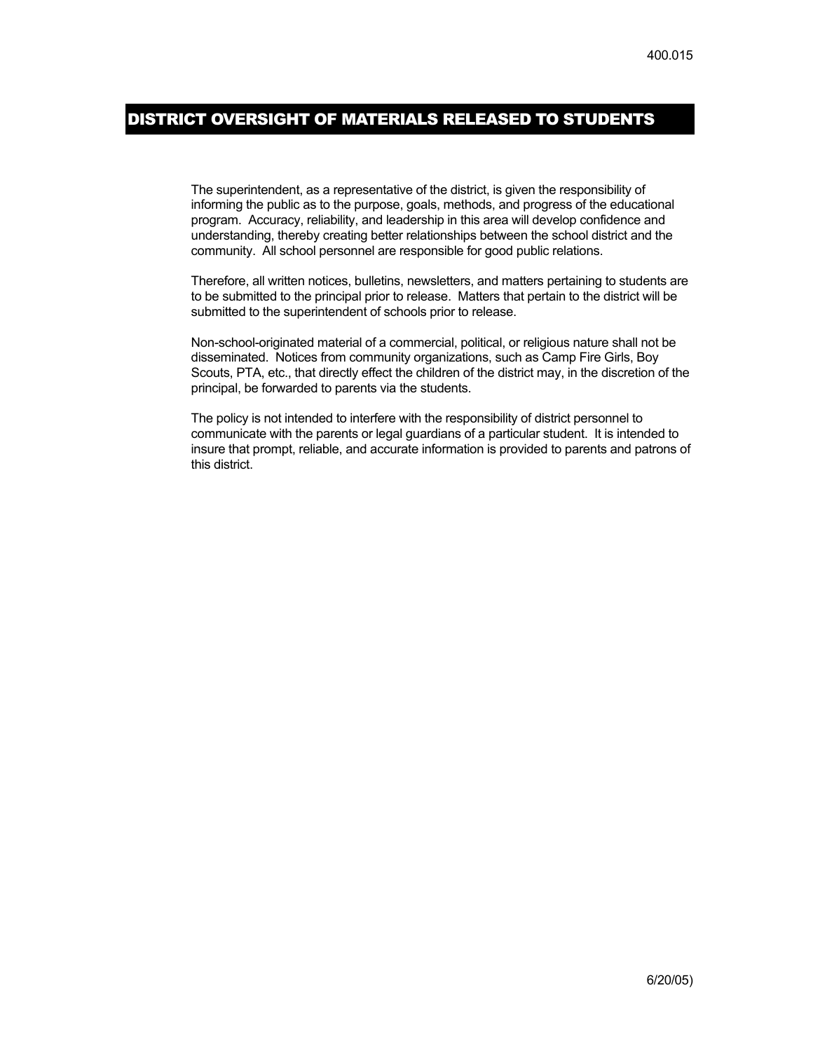400.015

# DISTRICT OVERSIGHT OF MATERIALS RELEASED TO STUDENTS

The superintendent, as a representative of the district, is given the responsibility of informing the public as to the purpose, goals, methods, and progress of the educational program. Accuracy, reliability, and leadership in this area will develop confidence and understanding, thereby creating better relationships between the school district and the community. All school personnel are responsible for good public relations.

Therefore, all written notices, bulletins, newsletters, and matters pertaining to students are to be submitted to the principal prior to release. Matters that pertain to the district will be submitted to the superintendent of schools prior to release.

Non-school-originated material of a commercial, political, or religious nature shall not be disseminated. Notices from community organizations, such as Camp Fire Girls, Boy Scouts, PTA, etc., that directly effect the children of the district may, in the discretion of the principal, be forwarded to parents via the students.

The policy is not intended to interfere with the responsibility of district personnel to communicate with the parents or legal guardians of a particular student. It is intended to insure that prompt, reliable, and accurate information is provided to parents and patrons of this district.

6/20/05)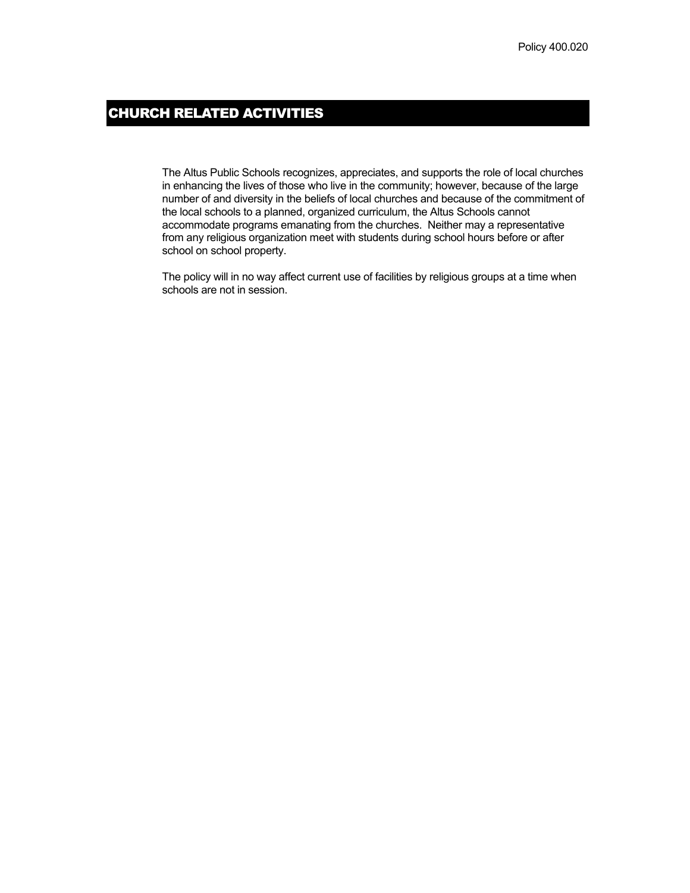Policy 400.020

# CHURCH RELATED ACTIVITIES

The Altus Public Schools recognizes, appreciates, and supports the role of local churches in enhancing the lives of those who live in the community; however, because of the large number of and diversity in the beliefs of local churches and because of the commitment of the local schools to a planned, organized curriculum, the Altus Schools cannot accommodate programs emanating from the churches.  Neither may a representative from any religious organization meet with students during school hours before or after school on school property.

The policy will in no way affect current use of facilities by religious groups at a time when schools are not in session.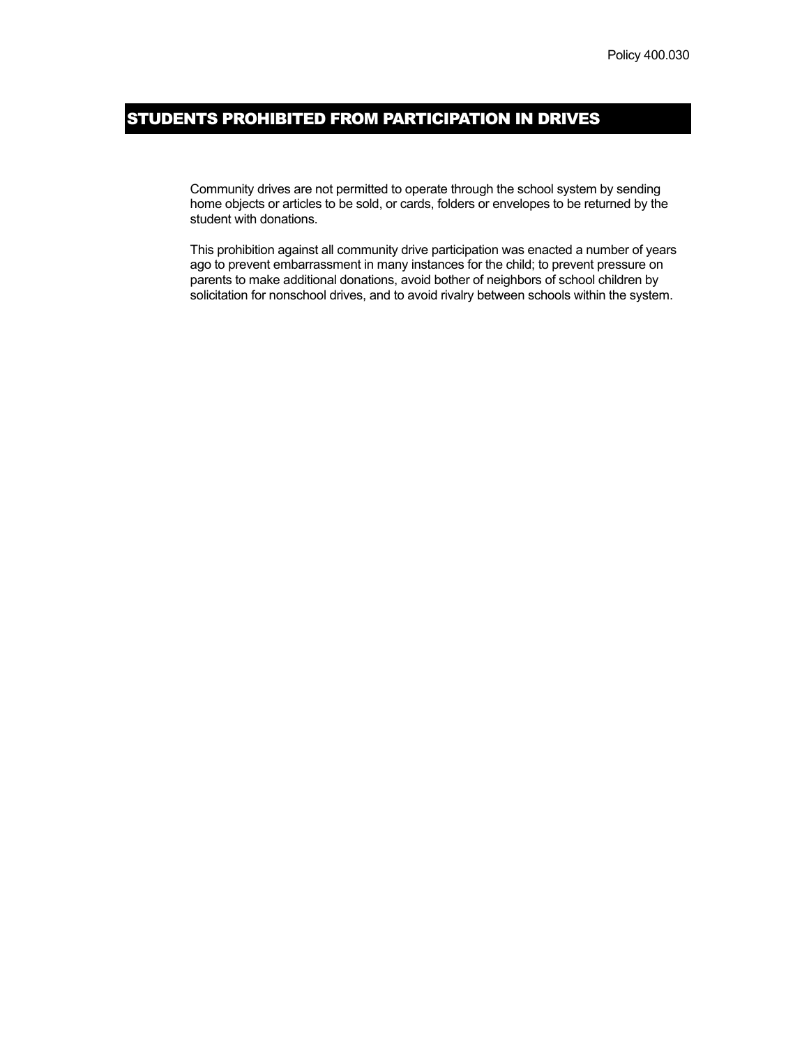Policy 400.030

# STUDENTS PROHIBITED FROM PARTICIPATION IN DRIVES

Community drives are not permitted to operate through the school system by sending home objects or articles to be sold, or cards, folders or envelopes to be returned by the student with donations.

This prohibition against all community drive participation was enacted a number of years ago to prevent embarrassment in many instances for the child; to prevent pressure on parents to make additional donations, avoid bother of neighbors of school children by solicitation for nonschool drives, and to avoid rivalry between schools within the system.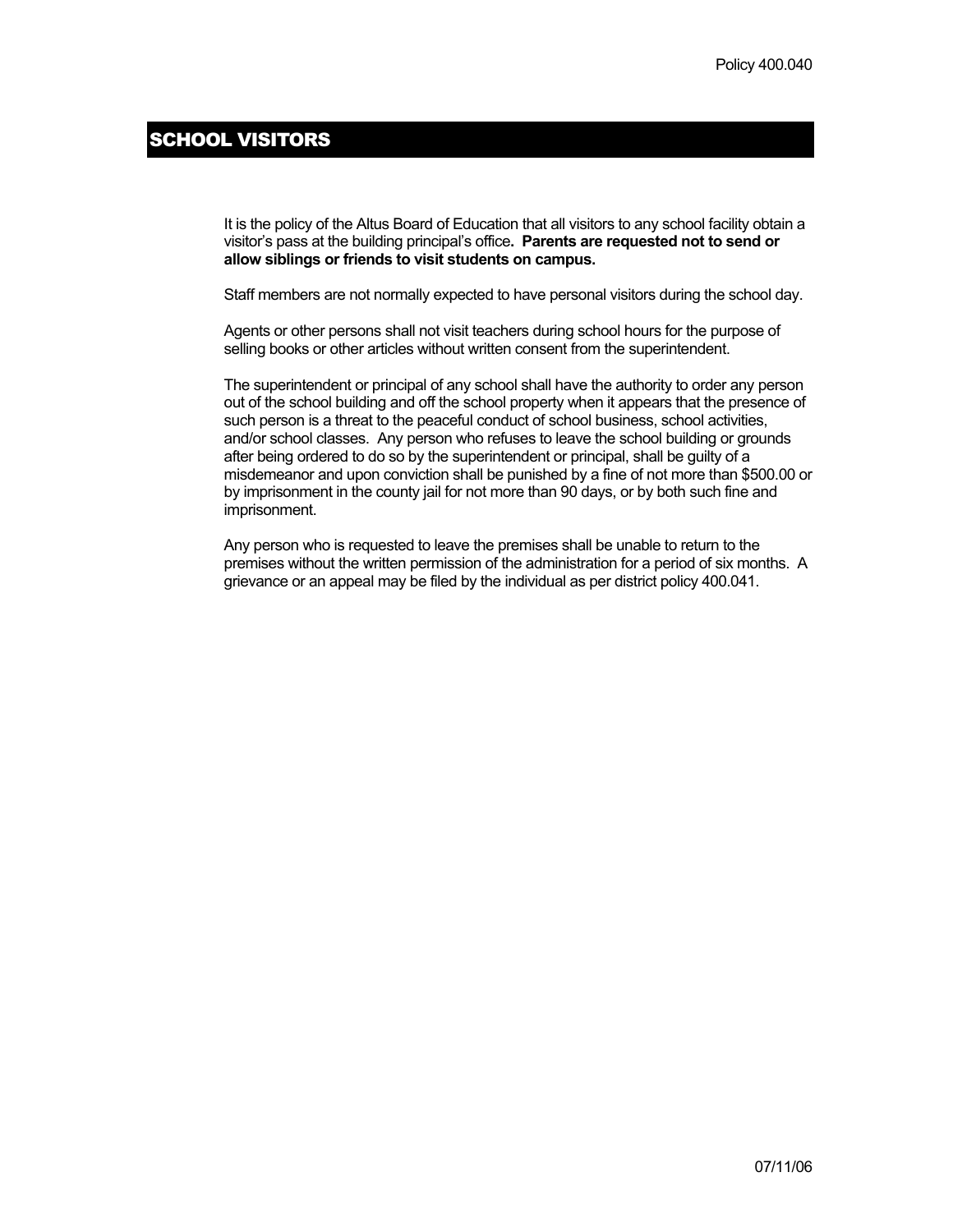# SCHOOL VISITORS

It is the policy of the Altus Board of Education that all visitors to any school facility obtain a visitor's pass at the building principal's office**. Parents are requested not to send or allow siblings or friends to visit students on campus.**

Staff members are not normally expected to have personal visitors during the school day.

Agents or other persons shall not visit teachers during school hours for the purpose of selling books or other articles without written consent from the superintendent.

The superintendent or principal of any school shall have the authority to order any person out of the school building and off the school property when it appears that the presence of such person is a threat to the peaceful conduct of school business, school activities, and/or school classes. Any person who refuses to leave the school building or grounds after being ordered to do so by the superintendent or principal, shall be guilty of a misdemeanor and upon conviction shall be punished by a fine of not more than $500.00 or by imprisonment in the county jail for not more than 90 days, or by both such fine and imprisonment.

Any person who is requested to leave the premises shall be unable to return to the premises without the written permission of the administration for a period of six months. A grievance or an appeal may be filed by the individual as per district policy 400.041.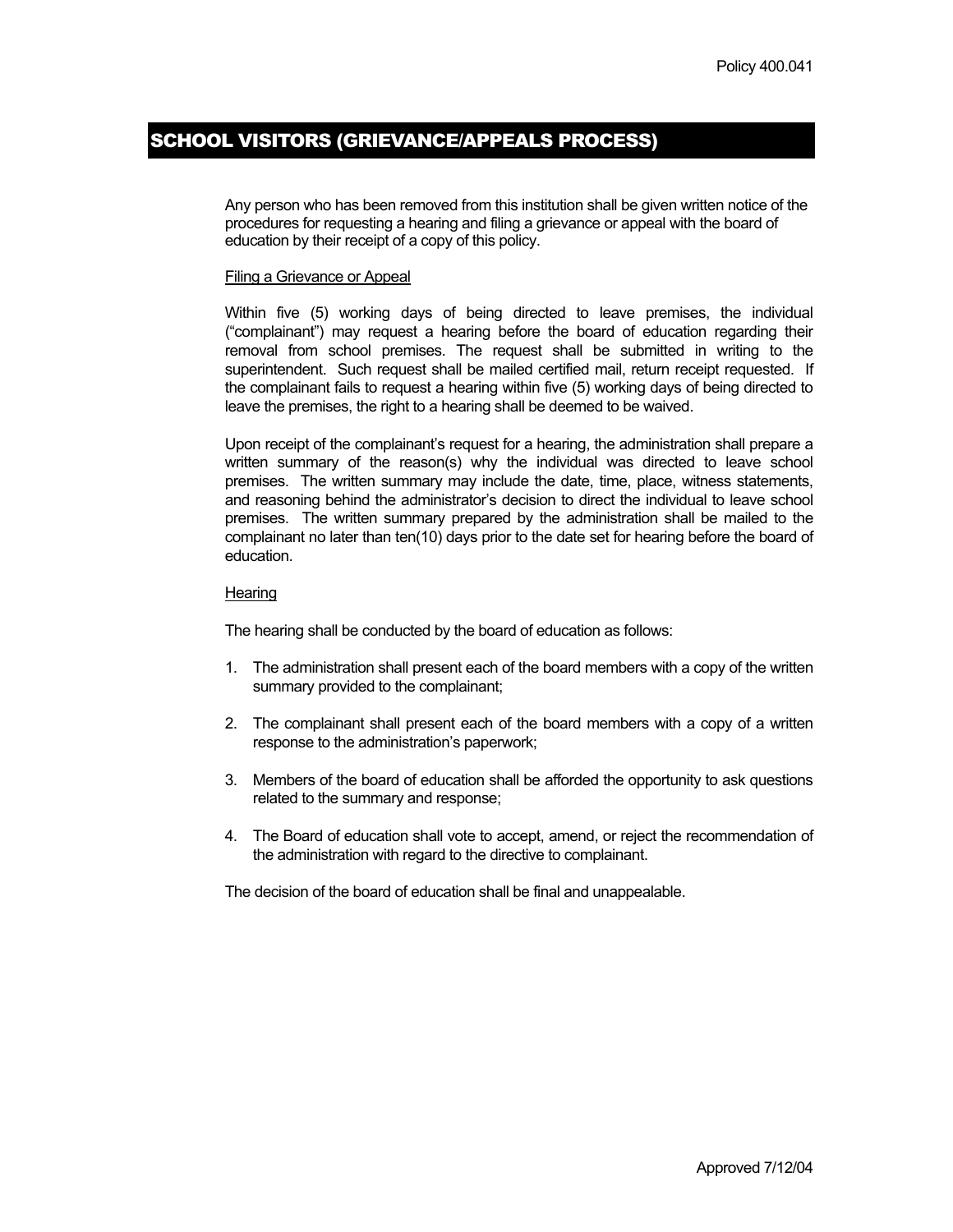Policy 400.041

# SCHOOL VISITORS (GRIEVANCE/APPEALS PROCESS)

Any person who has been removed from this institution shall be given written notice of the procedures for requesting a hearing and filing a grievance or appeal with the board of education by their receipt of a copy of this policy.

## Filing a Grievance or Appeal

Within five (5) working days of being directed to leave premises, the individual ("complainant") may request a hearing before the board of education regarding their removal from school premises. The request shall be submitted in writing to the superintendent. Such request shall be mailed certified mail, return receipt requested. If the complainant fails to request a hearing within five (5) working days of being directed to leave the premises, the right to a hearing shall be deemed to be waived.

Upon receipt of the complainant's request for a hearing, the administration shall prepare a written summary of the reason(s) why the individual was directed to leave school premises. The written summary may include the date, time, place, witness statements, and reasoning behind the administrator's decision to direct the individual to leave school premises. The written summary prepared by the administration shall be mailed to the complainant no later than ten(10) days prior to the date set for hearing before the board of education.

## Hearing

The hearing shall be conducted by the board of education as follows:

1. The administration shall present each of the board members with a copy of the written summary provided to the complainant;
2. The complainant shall present each of the board members with a copy of a written response to the administration's paperwork;
3. Members of the board of education shall be afforded the opportunity to ask questions related to the summary and response;
4. The Board of education shall vote to accept, amend, or reject the recommendation of the administration with regard to the directive to complainant.

The decision of the board of education shall be final and unappealable.

Approved 7/12/04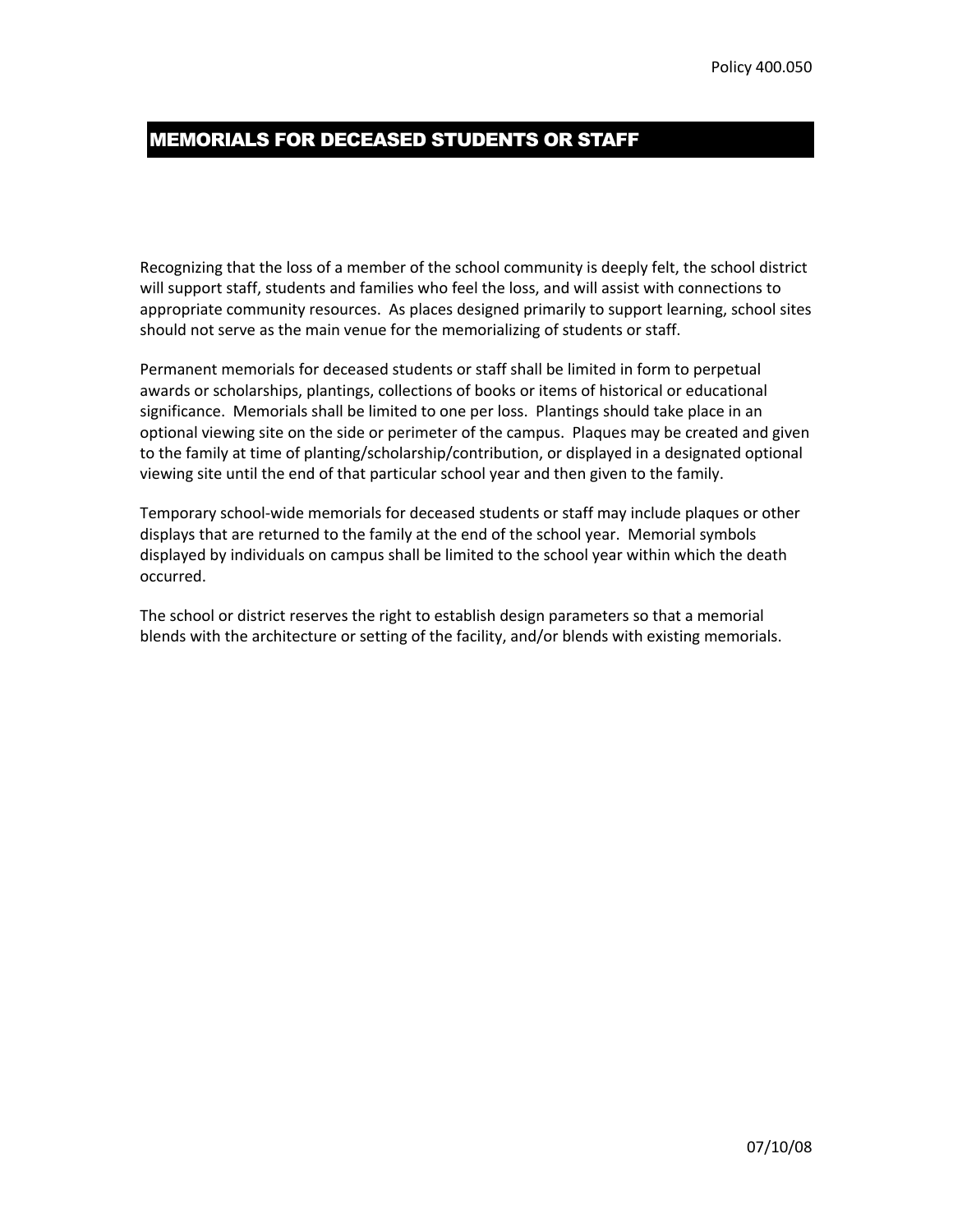Policy 400.050

# MEMORIALS FOR DECEASED STUDENTS OR STAFF

Recognizing that the loss of a member of the school community is deeply felt, the school district will support staff, students and families who feel the loss, and will assist with connections to appropriate community resources. As places designed primarily to support learning, school sites should not serve as the main venue for the memorializing of students or staff.

Permanent memorials for deceased students or staff shall be limited in form to perpetual awards or scholarships, plantings, collections of books or items of historical or educational significance. Memorials shall be limited to one per loss. Plantings should take place in an optional viewing site on the side or perimeter of the campus. Plaques may be created and given to the family at time of planting/scholarship/contribution, or displayed in a designated optional viewing site until the end of that particular school year and then given to the family.

Temporary school-wide memorials for deceased students or staff may include plaques or other displays that are returned to the family at the end of the school year. Memorial symbols displayed by individuals on campus shall be limited to the school year within which the death occurred.

The school or district reserves the right to establish design parameters so that a memorial blends with the architecture or setting of the facility, and/or blends with existing memorials.

07/10/08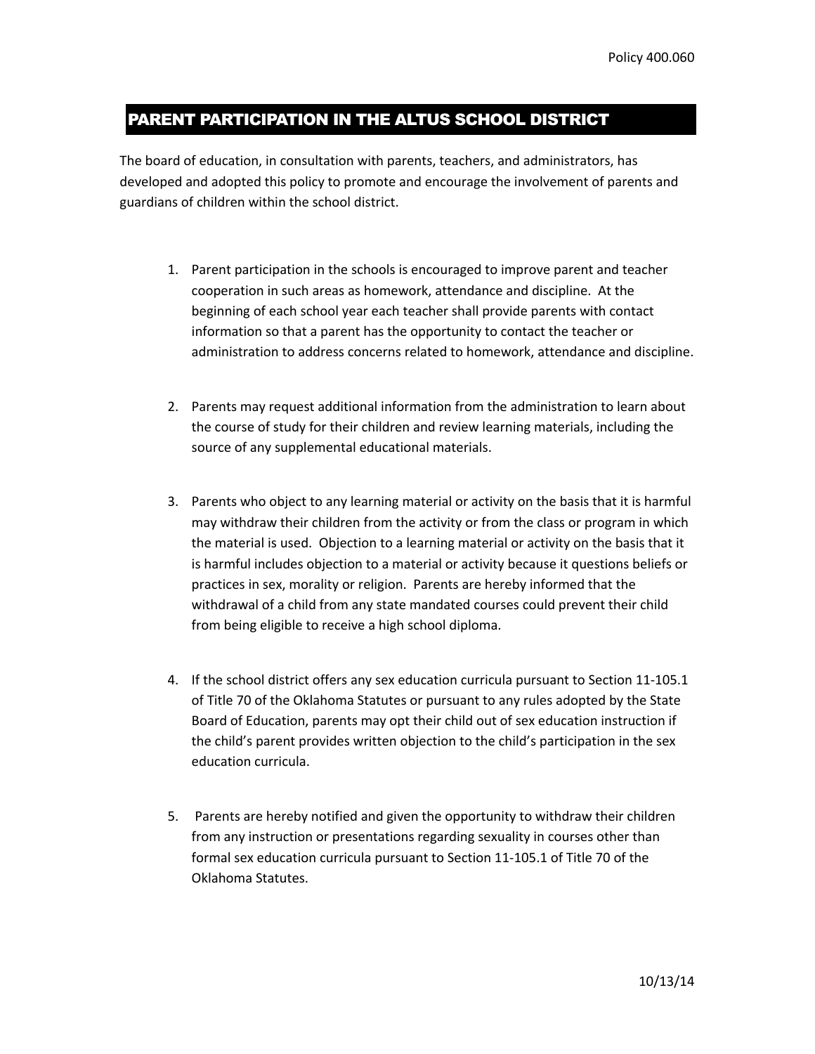Policy 400.060

# PARENT PARTICIPATION IN THE ALTUS SCHOOL DISTRICT

The board of education, in consultation with parents, teachers, and administrators, has developed and adopted this policy to promote and encourage the involvement of parents and guardians of children within the school district.

1. Parent participation in the schools is encouraged to improve parent and teacher cooperation in such areas as homework, attendance and discipline. At the beginning of each school year each teacher shall provide parents with contact information so that a parent has the opportunity to contact the teacher or administration to address concerns related to homework, attendance and discipline.

2. Parents may request additional information from the administration to learn about the course of study for their children and review learning materials, including the source of any supplemental educational materials.

3. Parents who object to any learning material or activity on the basis that it is harmful may withdraw their children from the activity or from the class or program in which the material is used. Objection to a learning material or activity on the basis that it is harmful includes objection to a material or activity because it questions beliefs or practices in sex, morality or religion. Parents are hereby informed that the withdrawal of a child from any state mandated courses could prevent their child from being eligible to receive a high school diploma.

4. If the school district offers any sex education curricula pursuant to Section 11-105.1 of Title 70 of the Oklahoma Statutes or pursuant to any rules adopted by the State Board of Education, parents may opt their child out of sex education instruction if the child's parent provides written objection to the child's participation in the sex education curricula.

5. Parents are hereby notified and given the opportunity to withdraw their children from any instruction or presentations regarding sexuality in courses other than formal sex education curricula pursuant to Section 11-105.1 of Title 70 of the Oklahoma Statutes.

10/13/14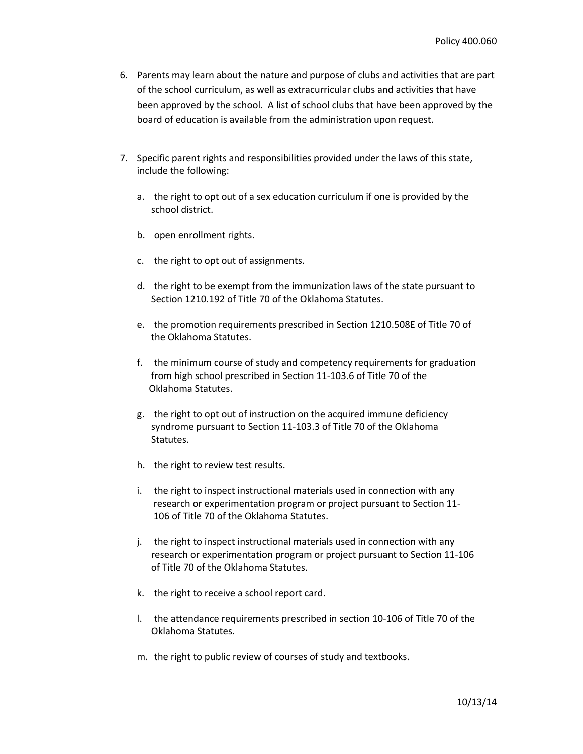6. Parents may learn about the nature and purpose of clubs and activities that are part of the school curriculum, as well as extracurricular clubs and activities that have been approved by the school. A list of school clubs that have been approved by the board of education is available from the administration upon request.

7. Specific parent rights and responsibilities provided under the laws of this state, include the following:

   a. the right to opt out of a sex education curriculum if one is provided by the school district.

   b. open enrollment rights.

   c. the right to opt out of assignments.

   d. the right to be exempt from the immunization laws of the state pursuant to Section 1210.192 of Title 70 of the Oklahoma Statutes.

   e. the promotion requirements prescribed in Section 1210.508E of Title 70 of the Oklahoma Statutes.

   f. the minimum course of study and competency requirements for graduation from high school prescribed in Section 11-103.6 of Title 70 of the Oklahoma Statutes.

   g. the right to opt out of instruction on the acquired immune deficiency syndrome pursuant to Section 11-103.3 of Title 70 of the Oklahoma Statutes.

   h. the right to review test results.

   i. the right to inspect instructional materials used in connection with any research or experimentation program or project pursuant to Section 11-106 of Title 70 of the Oklahoma Statutes.

   j. the right to inspect instructional materials used in connection with any research or experimentation program or project pursuant to Section 11-106 of Title 70 of the Oklahoma Statutes.

   k. the right to receive a school report card.

   l. the attendance requirements prescribed in section 10-106 of Title 70 of the Oklahoma Statutes.

   m. the right to public review of courses of study and textbooks.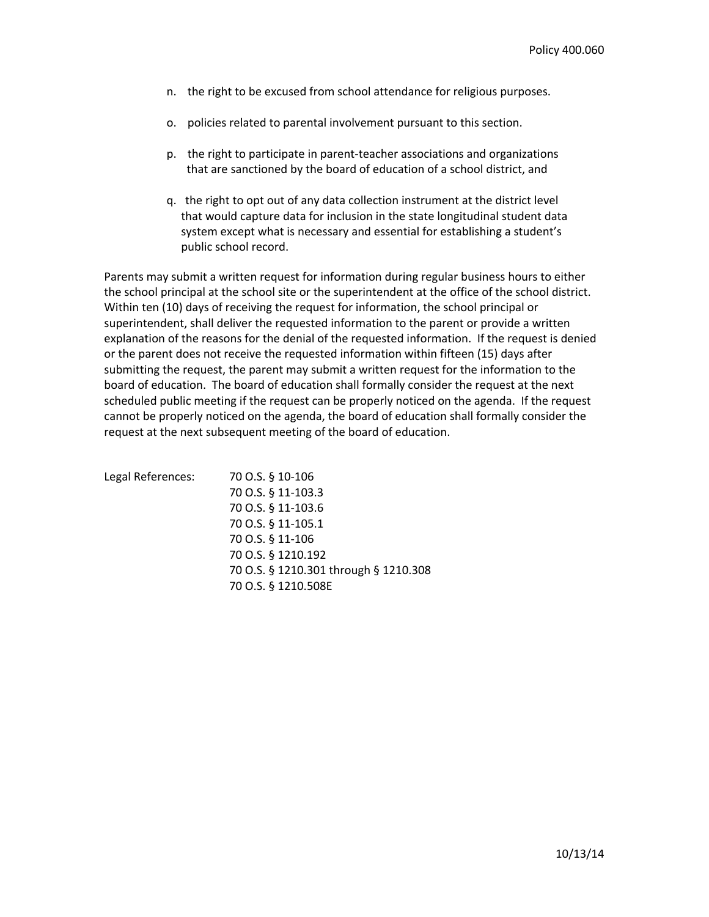n. the right to be excused from school attendance for religious purposes.

o. policies related to parental involvement pursuant to this section.

p. the right to participate in parent-teacher associations and organizations that are sanctioned by the board of education of a school district, and

q. the right to opt out of any data collection instrument at the district level that would capture data for inclusion in the state longitudinal student data system except what is necessary and essential for establishing a student's public school record.

Parents may submit a written request for information during regular business hours to either the school principal at the school site or the superintendent at the office of the school district. Within ten (10) days of receiving the request for information, the school principal or superintendent, shall deliver the requested information to the parent or provide a written explanation of the reasons for the denial of the requested information. If the request is denied or the parent does not receive the requested information within fifteen (15) days after submitting the request, the parent may submit a written request for the information to the board of education. The board of education shall formally consider the request at the next scheduled public meeting if the request can be properly noticed on the agenda. If the request cannot be properly noticed on the agenda, the board of education shall formally consider the request at the next subsequent meeting of the board of education.

Legal References:
70 O.S. § 10-106
70 O.S. § 11-103.3
70 O.S. § 11-103.6
70 O.S. § 11-105.1
70 O.S. § 11-106
70 O.S. § 1210.192
70 O.S. § 1210.301 through § 1210.308
70 O.S. § 1210.508E

10/13/14